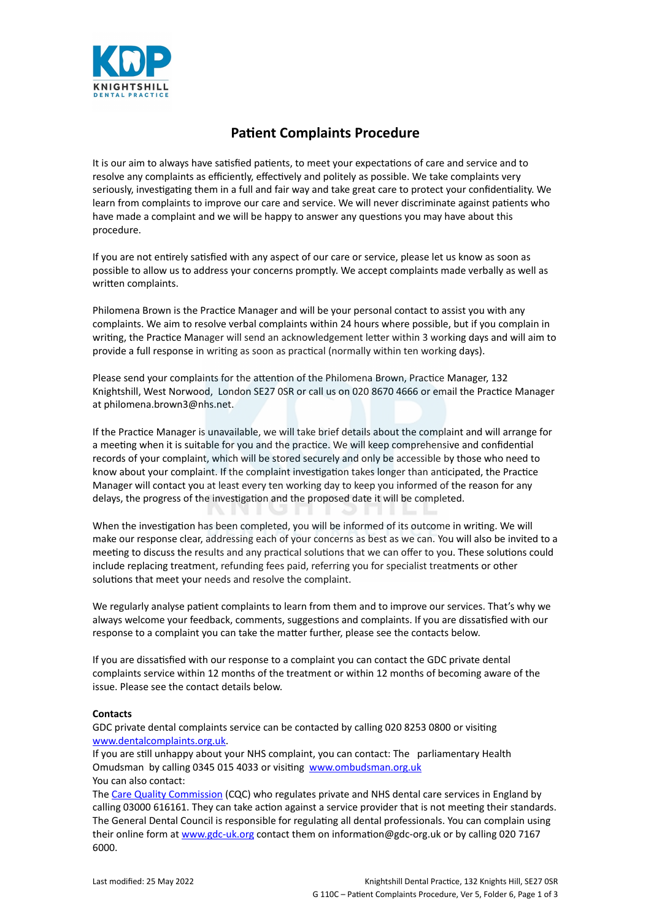# Patient Complaints Procedure

It is our aim to always have satisfied patients, to meet your expectations of care and service and to resolve any complaints as efficiently, effectively and politely as possible. We take complaints very seriously, investigating them in a full and fair way and take great care to protect your confidentiality. We learn from complaints to improve our care and service. We will never discriminate against patients who have made a complaint and we will be happy to answer any questions you may have about this procedure.

If you are not entirely satisfied with any aspect of our care or service, please let us know as soon as possible to allow us to address your concerns promptly. We accept complaints made verbally as well as written complaints.

Philomena Brown is the Practice Manager and will be your personal contact to assist you with any complaints. We aim to resolve verbal complaints within 24 hours where possible, but if you complain in writing, the Practice Manager will send an acknowledgement letter within 3 working days and will aim to provide a full response in writing as soon as practical (normally within ten working days).

Please send your complaints for the attention of the Philomena Brown, Practice Manager, 132 Knightshill, West Norwood, London SE27 0SR or call us on 020 8670 4666 or email the Practice Manager at philomena.brown3@nhs.net.

If the Practice Manager is unavailable, we will take brief details about the complaint and will arrange for a meeting when it is suitable for you and the practice. We will keep comprehensive and confidential records of your complaint, which will be stored securely and only be accessible by those who need to know about your complaint. If the complaint investigation takes longer than anticipated, the Practice Manager will contact you at least every ten working day to keep you informed of the reason for any delays, the progress of the investigation and the proposed date it will be completed.

When the investigation has been completed, you will be informed of its outcome in writing. We will make our response clear, addressing each of your concerns as best as we can. You will also be invited to a meeting to discuss the results and any practical solutions that we can offer to you. These solutions could include replacing treatment, refunding fees paid, referring you for specialist treatments or other solutions that meet your needs and resolve the complaint.

We regularly analyse patient complaints to learn from them and to improve our services. That's why we always welcome your feedback, comments, suggestions and complaints. If you are dissatisfied with our response to a complaint you can take the matter further, please see the contacts below.

If you are dissatisfied with our response to a complaint you can contact the GDC private dental complaints service within 12 months of the treatment or within 12 months of becoming aware of the issue. Please see the contact details below.

**Contacts**

GDC private dental complaints service can be contacted by calling 020 8253 0800 or visiting [www.dentalcomplaints.org.uk](http://www.dentalcomplaints.org.uk).

If you are still unhappy about your NHS complaint, you can contact: The parliamentary Health Omudsman by calling 0345 015 4033 or visiting [www.ombudsman.org.uk](http://www.ombudsman.org.uk)

You can also contact:

The [Care Quality Commission](#) (CQC) who regulates private and NHS dental care services in England by calling 03000 616161. They can take action against a service provider that is not meeting their standards. The General Dental Council is responsible for regulating all dental professionals. You can complain using their online form at [www.gdc-uk.org](http://www.gdc-uk.org) contact them on information@gdc-org.uk or by calling 020 7167 6000.